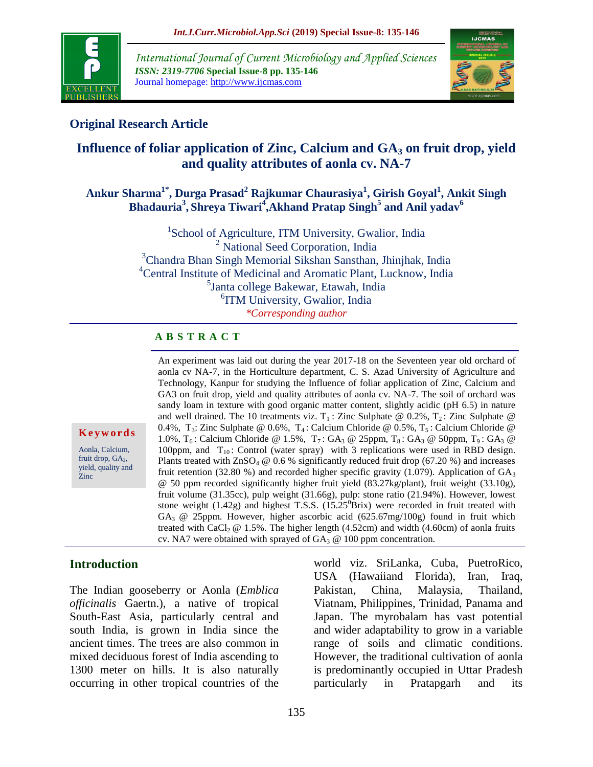## Original Research Article

# Influence of foliar application of Zinc, Calcium and $GA_3$ on fruit drop, yield and quality attributes of aonla cv. NA-7

**Ankur Sharma[1*], Durga Prasad[2] Rajkumar Chaurasiya[1], Girish Goyal[1], Ankit Singh Bhadauria[3], Shreya Tiwari[4], Akhand Pratap Singh[5] and Anil yadav[6]**

[1]School of Agriculture, ITM University, Gwalior, India
[2] National Seed Corporation, India
[3]Chandra Bhan Singh Memorial Sikshan Sansthan, Jhinjhak, India
[4]Central Institute of Medicinal and Aromatic Plant, Lucknow, India
[5]Janta college Bakewar, Etawah, India
[6]ITM University, Gwalior, India
*\*Corresponding author*

### A B S T R A C T

An experiment was laid out during the year 2017-18 on the Seventeen year old orchard of aonla cv NA-7, in the Horticulture department, C. S. Azad University of Agriculture and Technology, Kanpur for studying the Influence of foliar application of Zinc, Calcium and GA3 on fruit drop, yield and quality attributes of aonla cv. NA-7. The soil of orchard was sandy loam in texture with good organic matter content, slightly acidic (pH 6.5) in nature and well drained. The 10 treatments viz. $T_1$ : Zinc Sulphate @ 0.2%, $T_2$ : Zinc Sulphate @ 0.4%, $T_3$: Zinc Sulphate @ 0.6%, $T_4$ : Calcium Chloride @ 0.5%, $T_5$ : Calcium Chloride @ 1.0%, $T_6$ : Calcium Chloride @ 1.5%, $T_7$ : $GA_3$ @ 25ppm, $T_8$ : $GA_3$ @ 50ppm, $T_9$ : $GA_3$ @ 100ppm, and $T_{10}$ : Control (water spray) with 3 replications were used in RBD design. Plants treated with $ZnSO_4$ @ 0.6 % significantly reduced fruit drop (67.20 %) and increases fruit retention (32.80 %) and recorded higher specific gravity (1.079). Application of $GA_3$ @ 50 ppm recorded significantly higher fruit yield (83.27kg/plant), fruit weight (33.10g), fruit volume (31.35cc), pulp weight (31.66g), pulp: stone ratio (21.94%). However, lowest stone weight (1.42g) and highest T.S.S. (15.25$^0$Brix) were recorded in fruit treated with $GA_3$ @ 25ppm. However, higher ascorbic acid (625.67mg/100g) found in fruit which treated with $CaCl_2$ @ 1.5%. The higher length (4.52cm) and width (4.60cm) of aonla fruits cv. NA7 were obtained with sprayed of $GA_3$ @ 100 ppm concentration.

**Keywords**

Aonla, Calcium, fruit drop, $GA_3$, yield, quality and Zinc

## Introduction

The Indian gooseberry or Aonla (*Emblica officinalis* Gaertn.), a native of tropical South-East Asia, particularly central and south India, is grown in India since the ancient times. The trees are also common in mixed deciduous forest of India ascending to 1300 meter on hills. It is also naturally occurring in other tropical countries of the world viz. SriLanka, Cuba, PuetroRico, USA (Hawaiiand Florida), Iran, Iraq, Pakistan, China, Malaysia, Thailand, Viatnam, Philippines, Trinidad, Panama and Japan. The myrobalam has vast potential and wider adaptability to grow in a variable range of soils and climatic conditions. However, the traditional cultivation of aonla is predominantly occupied in Uttar Pradesh particularly in Pratapgarh and its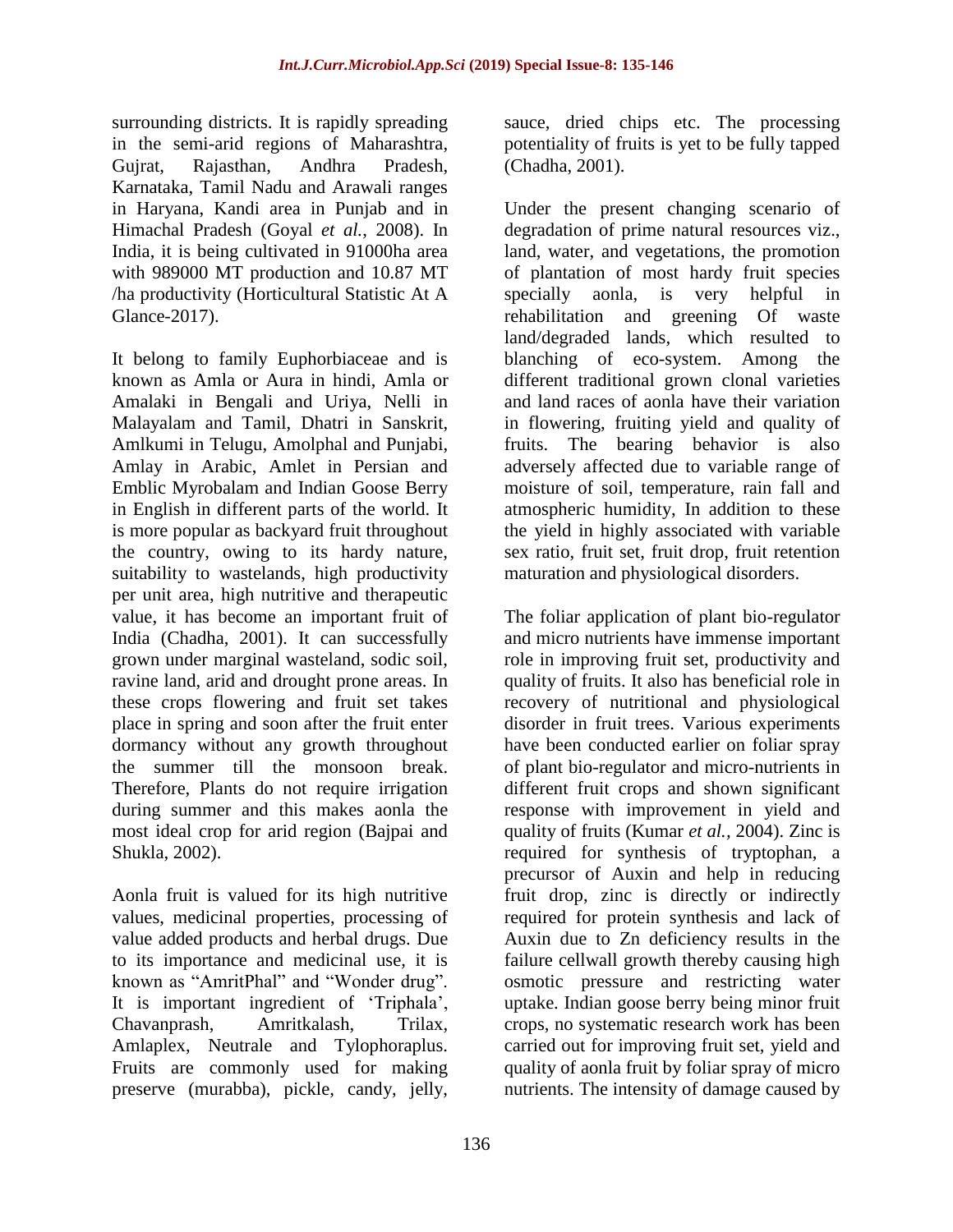surrounding districts. It is rapidly spreading in the semi-arid regions of Maharashtra, Gujrat, Rajasthan, Andhra Pradesh, Karnataka, Tamil Nadu and Arawali ranges in Haryana, Kandi area in Punjab and in Himachal Pradesh (Goyal *et al.*, 2008). In India, it is being cultivated in 91000ha area with 989000 MT production and 10.87 MT /ha productivity (Horticultural Statistic At A Glance-2017).

It belong to family Euphorbiaceae and is known as Amla or Aura in hindi, Amla or Amalaki in Bengali and Uriya, Nelli in Malayalam and Tamil, Dhatri in Sanskrit, Amlkumi in Telugu, Amolphal and Punjabi, Amlay in Arabic, Amlet in Persian and Emblic Myrobalam and Indian Goose Berry in English in different parts of the world. It is more popular as backyard fruit throughout the country, owing to its hardy nature, suitability to wastelands, high productivity per unit area, high nutritive and therapeutic value, it has become an important fruit of India (Chadha, 2001). It can successfully grown under marginal wasteland, sodic soil, ravine land, arid and drought prone areas. In these crops flowering and fruit set takes place in spring and soon after the fruit enter dormancy without any growth throughout the summer till the monsoon break. Therefore, Plants do not require irrigation during summer and this makes aonla the most ideal crop for arid region (Bajpai and Shukla, 2002).

Aonla fruit is valued for its high nutritive values, medicinal properties, processing of value added products and herbal drugs. Due to its importance and medicinal use, it is known as "AmritPhal" and "Wonder drug". It is important ingredient of 'Triphala', Chavanprash, Amritkalash, Trilax, Amlaplex, Neutrale and Tylophoraplus. Fruits are commonly used for making preserve (murabba), pickle, candy, jelly, sauce, dried chips etc. The processing potentiality of fruits is yet to be fully tapped (Chadha, 2001).

Under the present changing scenario of degradation of prime natural resources viz., land, water, and vegetations, the promotion of plantation of most hardy fruit species specially aonla, is very helpful in rehabilitation and greening Of waste land/degraded lands, which resulted to blanching of eco-system. Among the different traditional grown clonal varieties and land races of aonla have their variation in flowering, fruiting yield and quality of fruits. The bearing behavior is also adversely affected due to variable range of moisture of soil, temperature, rain fall and atmospheric humidity, In addition to these the yield in highly associated with variable sex ratio, fruit set, fruit drop, fruit retention maturation and physiological disorders.

The foliar application of plant bio-regulator and micro nutrients have immense important role in improving fruit set, productivity and quality of fruits. It also has beneficial role in recovery of nutritional and physiological disorder in fruit trees. Various experiments have been conducted earlier on foliar spray of plant bio-regulator and micro-nutrients in different fruit crops and shown significant response with improvement in yield and quality of fruits (Kumar *et al.,* 2004). Zinc is required for synthesis of tryptophan, a precursor of Auxin and help in reducing fruit drop, zinc is directly or indirectly required for protein synthesis and lack of Auxin due to Zn deficiency results in the failure cellwall growth thereby causing high osmotic pressure and restricting water uptake. Indian goose berry being minor fruit crops, no systematic research work has been carried out for improving fruit set, yield and quality of aonla fruit by foliar spray of micro nutrients. The intensity of damage caused by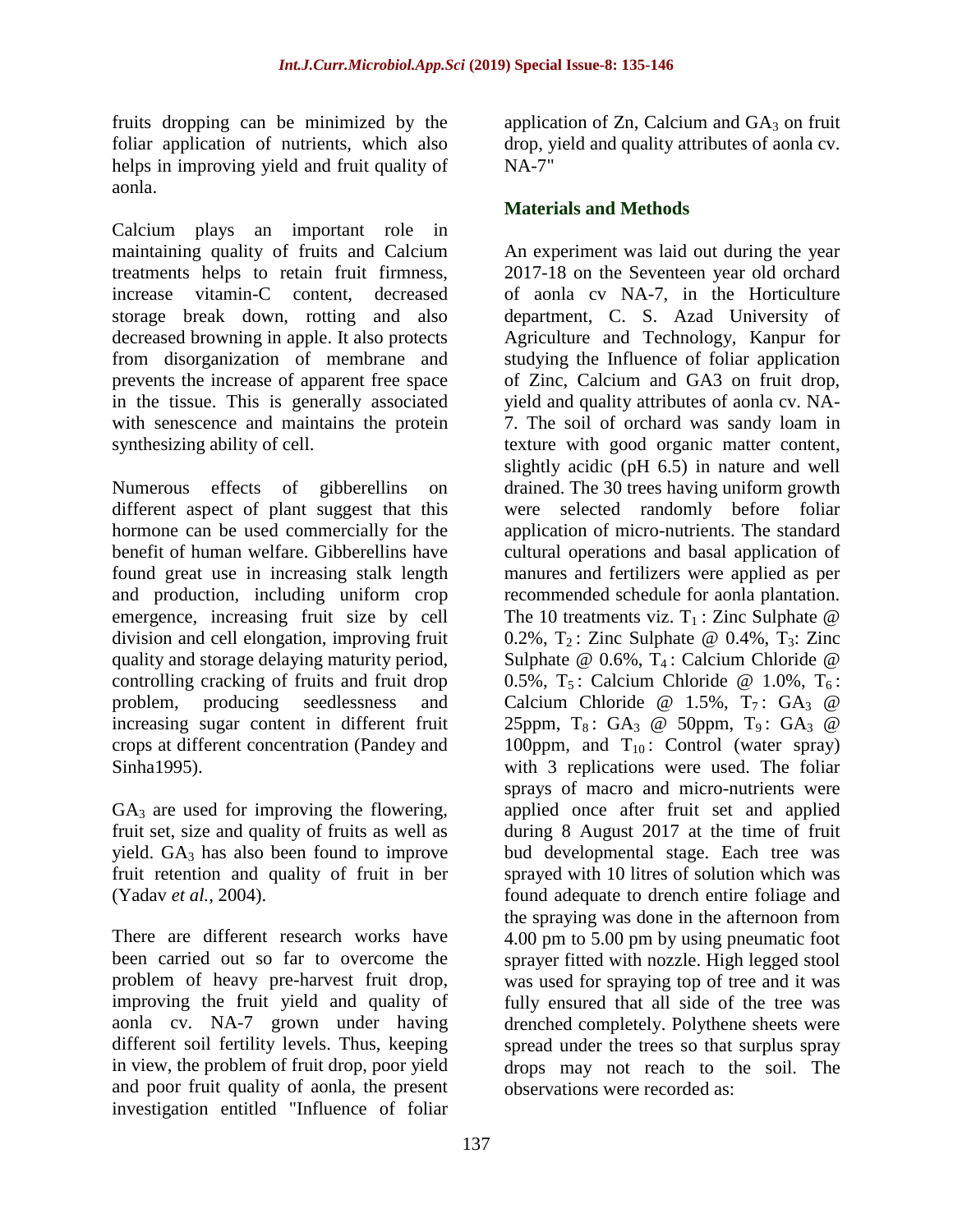fruits dropping can be minimized by the foliar application of nutrients, which also helps in improving yield and fruit quality of aonla.

Calcium plays an important role in maintaining quality of fruits and Calcium treatments helps to retain fruit firmness, increase vitamin-C content, decreased storage break down, rotting and also decreased browning in apple. It also protects from disorganization of membrane and prevents the increase of apparent free space in the tissue. This is generally associated with senescence and maintains the protein synthesizing ability of cell.

Numerous effects of gibberellins on different aspect of plant suggest that this hormone can be used commercially for the benefit of human welfare. Gibberellins have found great use in increasing stalk length and production, including uniform crop emergence, increasing fruit size by cell division and cell elongation, improving fruit quality and storage delaying maturity period, controlling cracking of fruits and fruit drop problem, producing seedlessness and increasing sugar content in different fruit crops at different concentration (Pandey and Sinha1995).

$GA_3$ are used for improving the flowering, fruit set, size and quality of fruits as well as yield. $GA_3$ has also been found to improve fruit retention and quality of fruit in ber (Yadav *et al.,* 2004).

There are different research works have been carried out so far to overcome the problem of heavy pre-harvest fruit drop, improving the fruit yield and quality of aonla cv. NA-7 grown under having different soil fertility levels. Thus, keeping in view, the problem of fruit drop, poor yield and poor fruit quality of aonla, the present investigation entitled "Influence of foliar application of Zn, Calcium and $GA_3$ on fruit drop, yield and quality attributes of aonla cv. NA-7"

## Materials and Methods

An experiment was laid out during the year 2017-18 on the Seventeen year old orchard of aonla cv NA-7, in the Horticulture department, C. S. Azad University of Agriculture and Technology, Kanpur for studying the Influence of foliar application of Zinc, Calcium and GA3 on fruit drop, yield and quality attributes of aonla cv. NA-7. The soil of orchard was sandy loam in texture with good organic matter content, slightly acidic (pH 6.5) in nature and well drained. The 30 trees having uniform growth were selected randomly before foliar application of micro-nutrients. The standard cultural operations and basal application of manures and fertilizers were applied as per recommended schedule for aonla plantation. The 10 treatments viz. $T_1$ : Zinc Sulphate @ 0.2%, $T_2$ : Zinc Sulphate @ 0.4%, $T_3$: Zinc Sulphate @ 0.6%, $T_4$ : Calcium Chloride @ 0.5%, $T_5$ : Calcium Chloride @ 1.0%, $T_6$ : Calcium Chloride @ 1.5%, $T_7$ : $GA_3$ @ 25ppm, $T_8$ : $GA_3$ @ 50ppm, $T_9$ : $GA_3$ @ 100ppm, and $T_{10}$ : Control (water spray) with 3 replications were used. The foliar sprays of macro and micro-nutrients were applied once after fruit set and applied during 8 August 2017 at the time of fruit bud developmental stage. Each tree was sprayed with 10 litres of solution which was found adequate to drench entire foliage and the spraying was done in the afternoon from 4.00 pm to 5.00 pm by using pneumatic foot sprayer fitted with nozzle. High legged stool was used for spraying top of tree and it was fully ensured that all side of the tree was drenched completely. Polythene sheets were spread under the trees so that surplus spray drops may not reach to the soil. The observations were recorded as: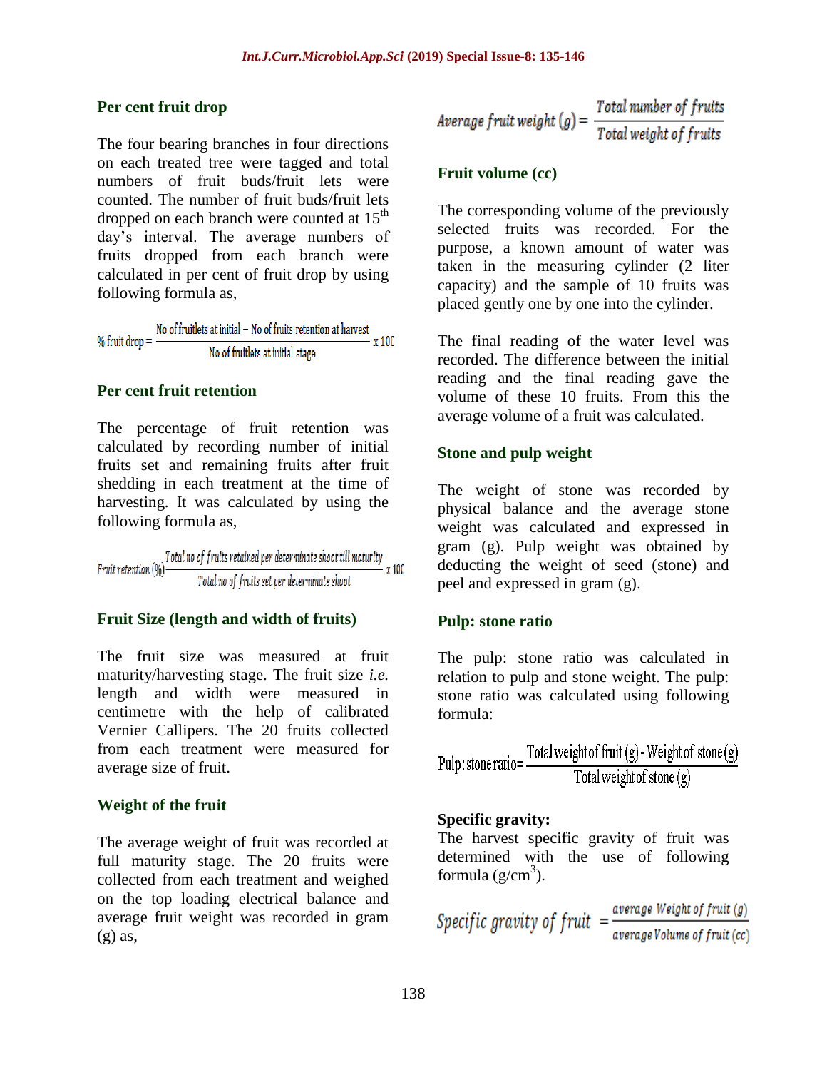### Per cent fruit drop

The four bearing branches in four directions on each treated tree were tagged and total numbers of fruit buds/fruit lets were counted. The number of fruit buds/fruit lets dropped on each branch were counted at 15th day's interval. The average numbers of fruits dropped from each branch were calculated in per cent of fruit drop by using following formula as,

$$\%\ \text{fruit drop} = \frac{\text{No of fruitlets at initial} - \text{No of fruits retention at harvest}}{\text{No of fruitlets at initial stage}} \times 100$$

### Per cent fruit retention

The percentage of fruit retention was calculated by recording number of initial fruits set and remaining fruits after fruit shedding in each treatment at the time of harvesting. It was calculated by using the following formula as,

$$\text{Fruit retention}\ (\%) \frac{\text{Total no of fruits retained per determinate shoot till maturity}}{\text{Total no of fruits set per determinate shoot}} \times 100$$

### Fruit Size (length and width of fruits)

The fruit size was measured at fruit maturity/harvesting stage. The fruit size *i.e.* length and width were measured in centimetre with the help of calibrated Vernier Callipers. The 20 fruits collected from each treatment were measured for average size of fruit.

### Weight of the fruit

The average weight of fruit was recorded at full maturity stage. The 20 fruits were collected from each treatment and weighed on the top loading electrical balance and average fruit weight was recorded in gram (g) as,

$$\text{Average fruit weight}\ (g) = \frac{\text{Total number of fruits}}{\text{Total weight of fruits}}$$

### Fruit volume (cc)

The corresponding volume of the previously selected fruits was recorded. For the purpose, a known amount of water was taken in the measuring cylinder (2 liter capacity) and the sample of 10 fruits was placed gently one by one into the cylinder.

The final reading of the water level was recorded. The difference between the initial reading and the final reading gave the volume of these 10 fruits. From this the average volume of a fruit was calculated.

### Stone and pulp weight

The weight of stone was recorded by physical balance and the average stone weight was calculated and expressed in gram (g). Pulp weight was obtained by deducting the weight of seed (stone) and peel and expressed in gram (g).

### Pulp: stone ratio

The pulp: stone ratio was calculated in relation to pulp and stone weight. The pulp: stone ratio was calculated using following formula:

$$\text{Pulp:stone ratio} = \frac{\text{Total weight of fruit (g)} - \text{Weight of stone (g)}}{\text{Total weight of stone (g)}}$$

**Specific gravity:**

The harvest specific gravity of fruit was determined with the use of following formula ($g/cm^3$).

$$\text{Specific gravity of fruit} = \frac{\text{average Weight of fruit (g)}}{\text{average Volume of fruit (cc)}}$$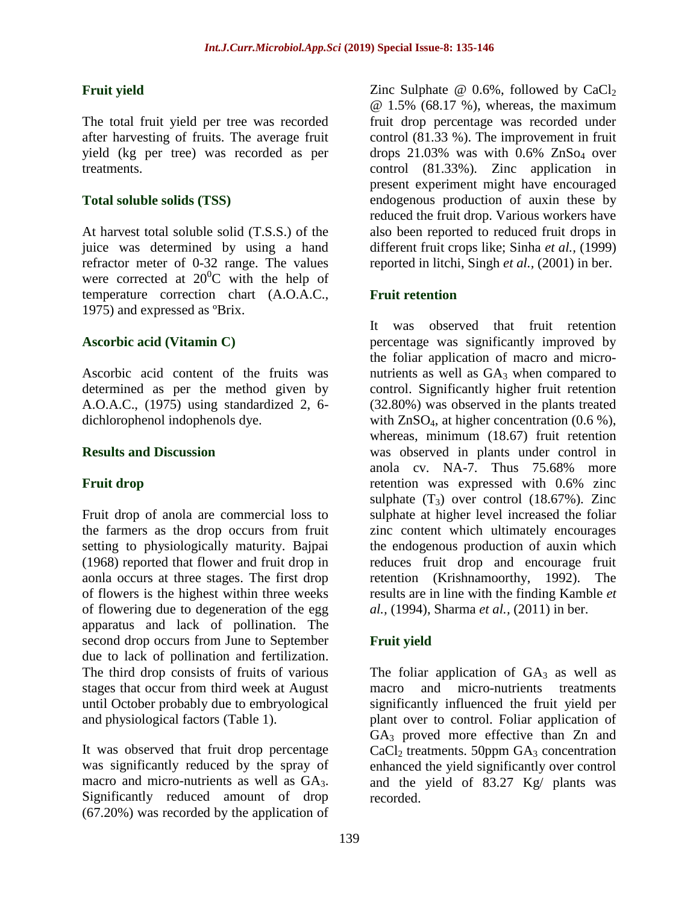### Fruit yield

The total fruit yield per tree was recorded after harvesting of fruits. The average fruit yield (kg per tree) was recorded as per treatments.

### Total soluble solids (TSS)

At harvest total soluble solid (T.S.S.) of the juice was determined by using a hand refractor meter of 0-32 range. The values were corrected at $20^0$C with the help of temperature correction chart (A.O.A.C., 1975) and expressed as ºBrix.

### Ascorbic acid (Vitamin C)

Ascorbic acid content of the fruits was determined as per the method given by A.O.A.C., (1975) using standardized 2, 6-dichlorophenol indophenols dye.

## Results and Discussion

### Fruit drop

Fruit drop of anola are commercial loss to the farmers as the drop occurs from fruit setting to physiologically maturity. Bajpai (1968) reported that flower and fruit drop in aonla occurs at three stages. The first drop of flowers is the highest within three weeks of flowering due to degeneration of the egg apparatus and lack of pollination. The second drop occurs from June to September due to lack of pollination and fertilization. The third drop consists of fruits of various stages that occur from third week at August until October probably due to embryological and physiological factors (Table 1).

It was observed that fruit drop percentage was significantly reduced by the spray of macro and micro-nutrients as well as $GA_3$. Significantly reduced amount of drop (67.20%) was recorded by the application of Zinc Sulphate @ 0.6%, followed by $CaCl_2$ @ 1.5% (68.17 %), whereas, the maximum fruit drop percentage was recorded under control (81.33 %). The improvement in fruit drops 21.03% was with 0.6% $ZnSo_4$ over control (81.33%). Zinc application in present experiment might have encouraged endogenous production of auxin these by reduced the fruit drop. Various workers have also been reported to reduced fruit drops in different fruit crops like; Sinha *et al.,* (1999) reported in litchi, Singh *et al.,* (2001) in ber.

### Fruit retention

It was observed that fruit retention percentage was significantly improved by the foliar application of macro and micro-nutrients as well as $GA_3$ when compared to control. Significantly higher fruit retention (32.80%) was observed in the plants treated with $ZnSO_4$, at higher concentration (0.6 %), whereas, minimum (18.67) fruit retention was observed in plants under control in anola cv. NA-7. Thus 75.68% more retention was expressed with 0.6% zinc sulphate ($T_3$) over control (18.67%). Zinc sulphate at higher level increased the foliar zinc content which ultimately encourages the endogenous production of auxin which reduces fruit drop and encourage fruit retention (Krishnamoorthy, 1992). The results are in line with the finding Kamble *et al.,* (1994), Sharma *et al.,* (2011) in ber.

### Fruit yield

The foliar application of $GA_3$ as well as macro and micro-nutrients treatments significantly influenced the fruit yield per plant over to control. Foliar application of $GA_3$ proved more effective than Zn and $CaCl_2$ treatments. 50ppm $GA_3$ concentration enhanced the yield significantly over control and the yield of 83.27 Kg/ plants was recorded.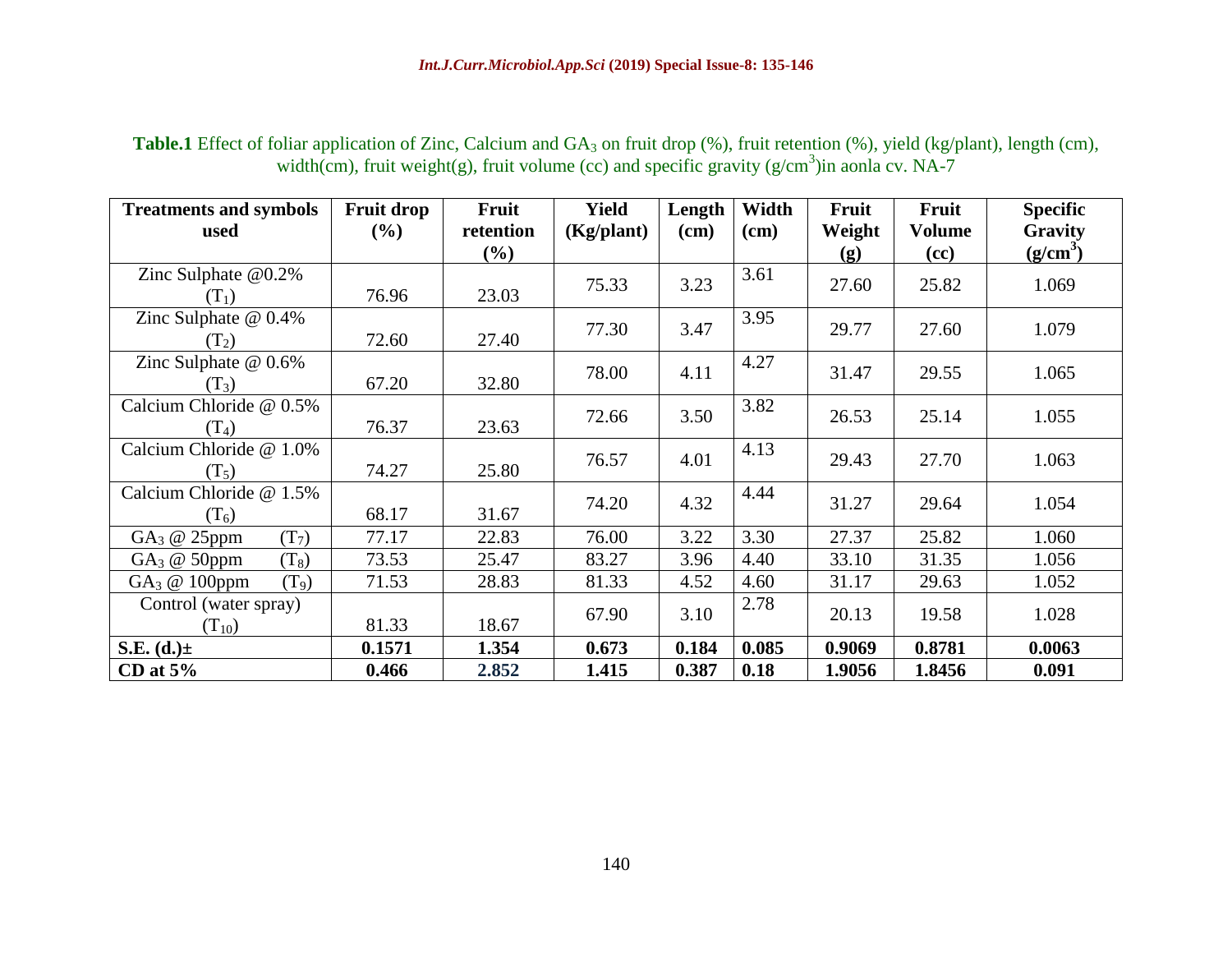**Table.1** Effect of foliar application of Zinc, Calcium and $GA_3$ on fruit drop (%), fruit retention (%), yield (kg/plant), length (cm), width(cm), fruit weight(g), fruit volume (cc) and specific gravity ($g/cm^3$)in aonla cv. NA-7

| Treatments and symbols used | Fruit drop (%) | Fruit retention (%) | Yield (Kg/plant) | Length (cm) | Width (cm) | Fruit Weight (g) | Fruit Volume (cc) | Specific Gravity ($g/cm^3$) |
|---|---|---|---|---|---|---|---|---|
| Zinc Sulphate @0.2% ($T_1$) | 76.96 | 23.03 | 75.33 | 3.23 | 3.61 | 27.60 | 25.82 | 1.069 |
| Zinc Sulphate @ 0.4% ($T_2$) | 72.60 | 27.40 | 77.30 | 3.47 | 3.95 | 29.77 | 27.60 | 1.079 |
| Zinc Sulphate @ 0.6% ($T_3$) | 67.20 | 32.80 | 78.00 | 4.11 | 4.27 | 31.47 | 29.55 | 1.065 |
| Calcium Chloride @ 0.5% ($T_4$) | 76.37 | 23.63 | 72.66 | 3.50 | 3.82 | 26.53 | 25.14 | 1.055 |
| Calcium Chloride @ 1.0% ($T_5$) | 74.27 | 25.80 | 76.57 | 4.01 | 4.13 | 29.43 | 27.70 | 1.063 |
| Calcium Chloride @ 1.5% ($T_6$) | 68.17 | 31.67 | 74.20 | 4.32 | 4.44 | 31.27 | 29.64 | 1.054 |
| $GA_3$ @ 25ppm ($T_7$) | 77.17 | 22.83 | 76.00 | 3.22 | 3.30 | 27.37 | 25.82 | 1.060 |
| $GA_3$ @ 50ppm ($T_8$) | 73.53 | 25.47 | 83.27 | 3.96 | 4.40 | 33.10 | 31.35 | 1.056 |
| $GA_3$ @ 100ppm ($T_9$) | 71.53 | 28.83 | 81.33 | 4.52 | 4.60 | 31.17 | 29.63 | 1.052 |
| Control (water spray) ($T_{10}$) | 81.33 | 18.67 | 67.90 | 3.10 | 2.78 | 20.13 | 19.58 | 1.028 |
| **S.E. (d.)±** | **0.1571** | **1.354** | **0.673** | **0.184** | **0.085** | **0.9069** | **0.8781** | **0.0063** |
| **CD at 5%** | **0.466** | **2.852** | **1.415** | **0.387** | **0.18** | **1.9056** | **1.8456** | **0.091** |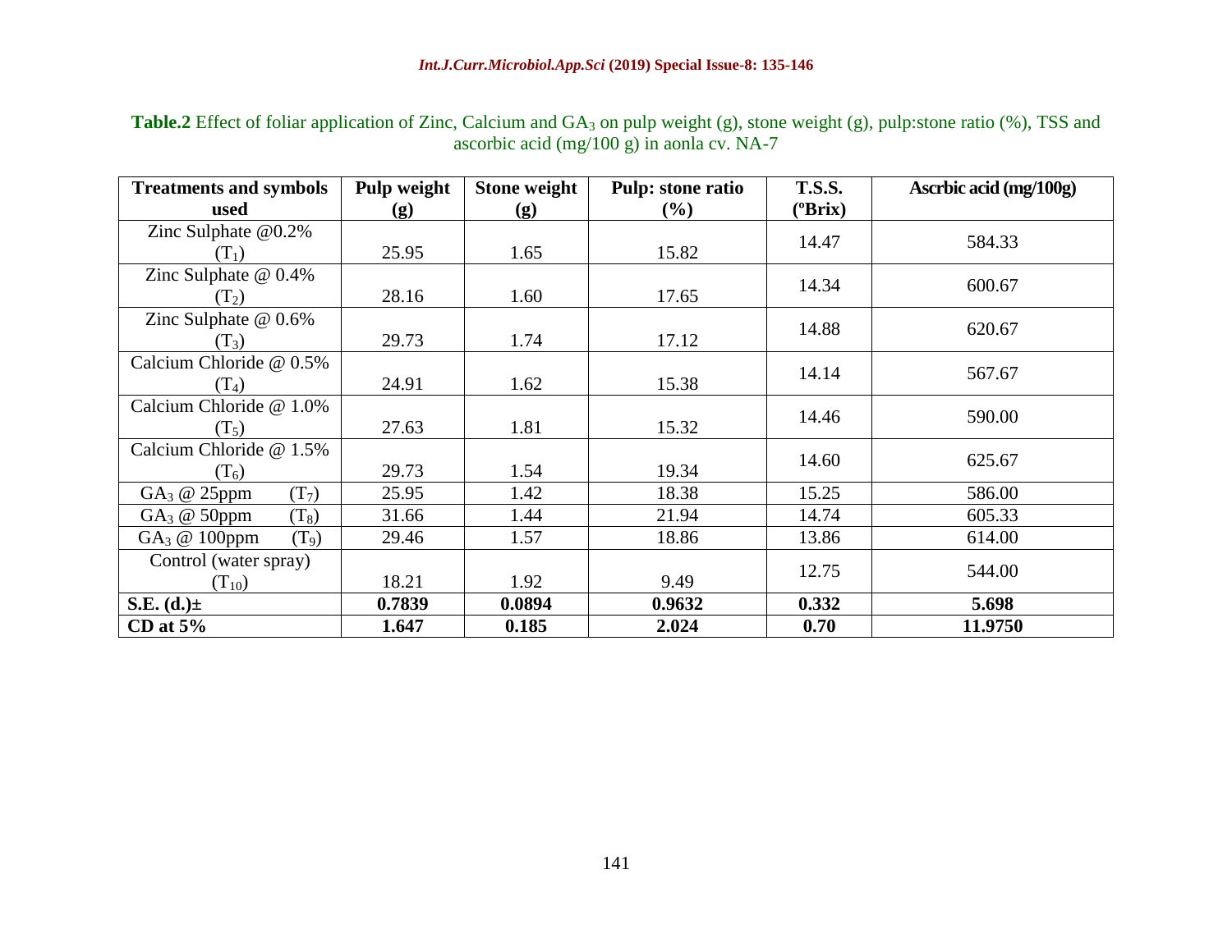**Table.2** Effect of foliar application of Zinc, Calcium and $GA_3$ on pulp weight (g), stone weight (g), pulp:stone ratio (%), TSS and ascorbic acid (mg/100 g) in aonla cv. NA-7

| Treatments and symbols used | Pulp weight (g) | Stone weight (g) | Pulp: stone ratio (%) | T.S.S. (ºBrix) | Ascrbic acid (mg/100g) |
|---|---|---|---|---|---|
| Zinc Sulphate @0.2% ($T_1$) | 25.95 | 1.65 | 15.82 | 14.47 | 584.33 |
| Zinc Sulphate @ 0.4% ($T_2$) | 28.16 | 1.60 | 17.65 | 14.34 | 600.67 |
| Zinc Sulphate @ 0.6% ($T_3$) | 29.73 | 1.74 | 17.12 | 14.88 | 620.67 |
| Calcium Chloride @ 0.5% ($T_4$) | 24.91 | 1.62 | 15.38 | 14.14 | 567.67 |
| Calcium Chloride @ 1.0% ($T_5$) | 27.63 | 1.81 | 15.32 | 14.46 | 590.00 |
| Calcium Chloride @ 1.5% ($T_6$) | 29.73 | 1.54 | 19.34 | 14.60 | 625.67 |
| $GA_3$ @ 25ppm ($T_7$) | 25.95 | 1.42 | 18.38 | 15.25 | 586.00 |
| $GA_3$ @ 50ppm ($T_8$) | 31.66 | 1.44 | 21.94 | 14.74 | 605.33 |
| $GA_3$ @ 100ppm ($T_9$) | 29.46 | 1.57 | 18.86 | 13.86 | 614.00 |
| Control (water spray) ($T_{10}$) | 18.21 | 1.92 | 9.49 | 12.75 | 544.00 |
| **S.E. (d.)±** | **0.7839** | **0.0894** | **0.9632** | **0.332** | **5.698** |
| **CD at 5%** | **1.647** | **0.185** | **2.024** | **0.70** | **11.9750** |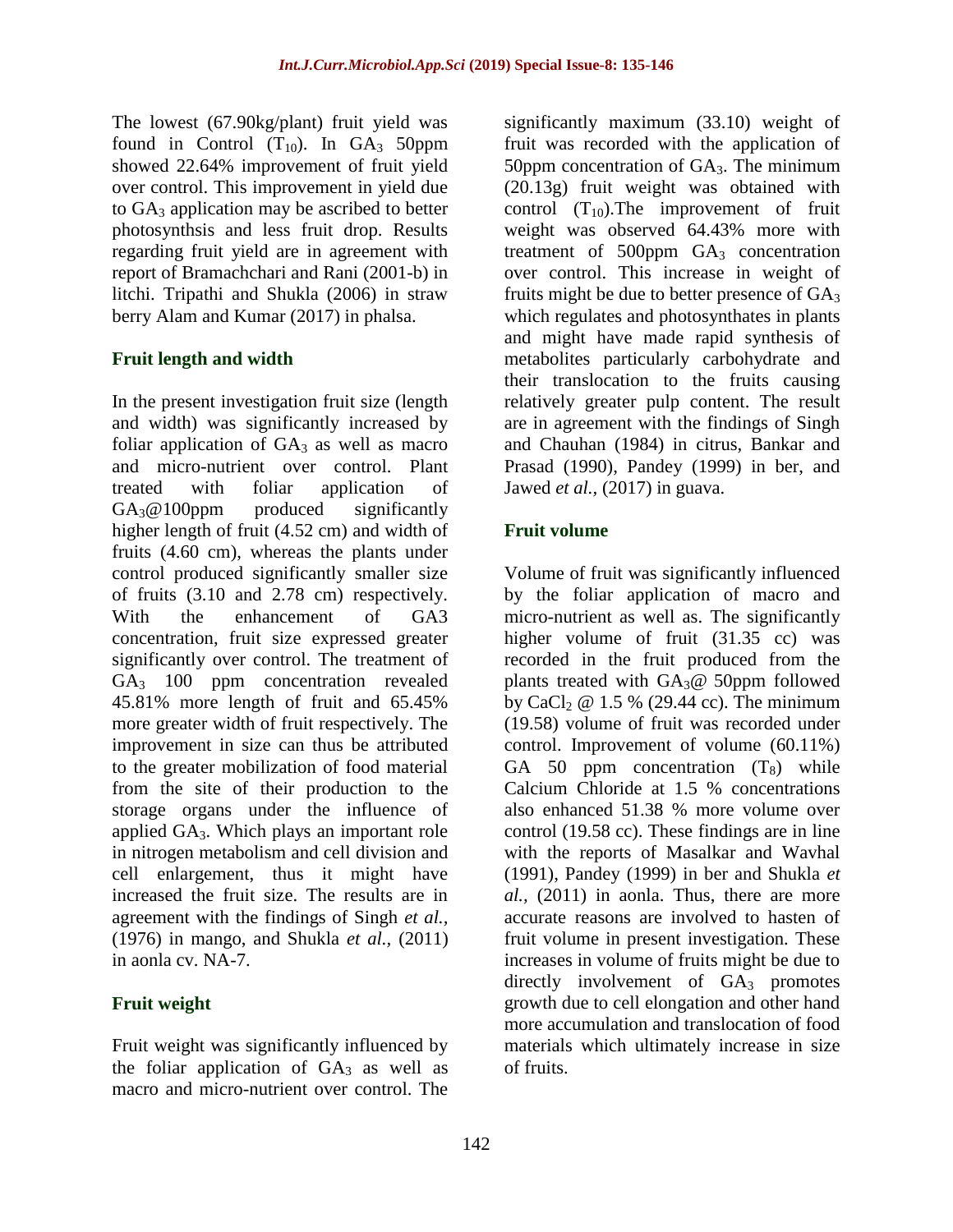The lowest (67.90kg/plant) fruit yield was found in Control ($T_{10}$). In $GA_3$ 50ppm showed 22.64% improvement of fruit yield over control. This improvement in yield due to $GA_3$ application may be ascribed to better photosynthsis and less fruit drop. Results regarding fruit yield are in agreement with report of Bramachchari and Rani (2001-b) in litchi. Tripathi and Shukla (2006) in straw berry Alam and Kumar (2017) in phalsa.

## Fruit length and width

In the present investigation fruit size (length and width) was significantly increased by foliar application of $GA_3$ as well as macro and micro-nutrient over control. Plant treated with foliar application of $GA_3$@100ppm produced significantly higher length of fruit (4.52 cm) and width of fruits (4.60 cm), whereas the plants under control produced significantly smaller size of fruits (3.10 and 2.78 cm) respectively. With the enhancement of GA3 concentration, fruit size expressed greater significantly over control. The treatment of $GA_3$ 100 ppm concentration revealed 45.81% more length of fruit and 65.45% more greater width of fruit respectively. The improvement in size can thus be attributed to the greater mobilization of food material from the site of their production to the storage organs under the influence of applied $GA_3$. Which plays an important role in nitrogen metabolism and cell division and cell enlargement, thus it might have increased the fruit size. The results are in agreement with the findings of Singh *et al.,* (1976) in mango, and Shukla *et al.,* (2011) in aonla cv. NA-7.

## Fruit weight

Fruit weight was significantly influenced by the foliar application of $GA_3$ as well as macro and micro-nutrient over control. The significantly maximum (33.10) weight of fruit was recorded with the application of 50ppm concentration of $GA_3$. The minimum (20.13g) fruit weight was obtained with control ($T_{10}$).The improvement of fruit weight was observed 64.43% more with treatment of 500ppm $GA_3$ concentration over control. This increase in weight of fruits might be due to better presence of $GA_3$ which regulates and photosynthates in plants and might have made rapid synthesis of metabolites particularly carbohydrate and their translocation to the fruits causing relatively greater pulp content. The result are in agreement with the findings of Singh and Chauhan (1984) in citrus, Bankar and Prasad (1990), Pandey (1999) in ber, and Jawed *et al.,* (2017) in guava.

## Fruit volume

Volume of fruit was significantly influenced by the foliar application of macro and micro-nutrient as well as. The significantly higher volume of fruit (31.35 cc) was recorded in the fruit produced from the plants treated with $GA_3$@ 50ppm followed by $CaCl_2$ @ 1.5 % (29.44 cc). The minimum (19.58) volume of fruit was recorded under control. Improvement of volume (60.11%) GA 50 ppm concentration ($T_8$) while Calcium Chloride at 1.5 % concentrations also enhanced 51.38 % more volume over control (19.58 cc). These findings are in line with the reports of Masalkar and Wavhal (1991), Pandey (1999) in ber and Shukla *et al.,* (2011) in aonla. Thus, there are more accurate reasons are involved to hasten of fruit volume in present investigation. These increases in volume of fruits might be due to directly involvement of $GA_3$ promotes growth due to cell elongation and other hand more accumulation and translocation of food materials which ultimately increase in size of fruits.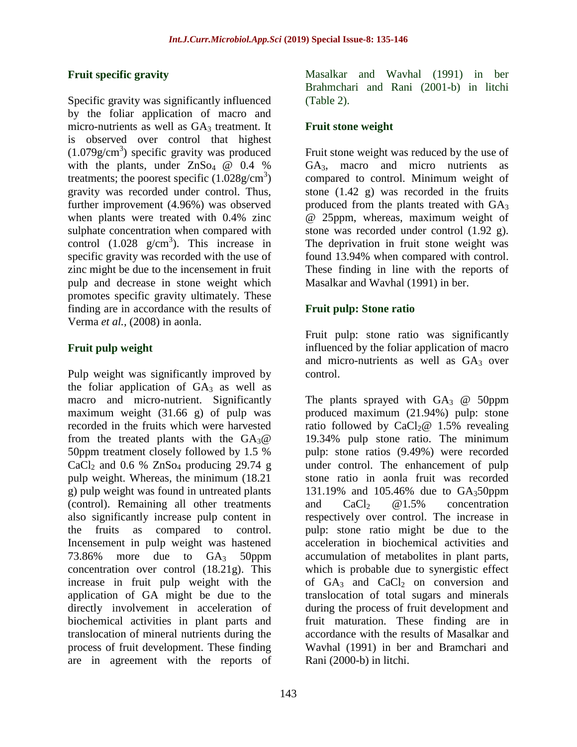### Fruit specific gravity

Specific gravity was significantly influenced by the foliar application of macro and micro-nutrients as well as $GA_3$ treatment. It is observed over control that highest ($1.079 g/cm^3$) specific gravity was produced with the plants, under $ZnSo_4$ @ 0.4 % treatments; the poorest specific ($1.028 g/cm^3$) gravity was recorded under control. Thus, further improvement (4.96%) was observed when plants were treated with 0.4% zinc sulphate concentration when compared with control ($1.028\ g/cm^3$). This increase in specific gravity was recorded with the use of zinc might be due to the incensement in fruit pulp and decrease in stone weight which promotes specific gravity ultimately. These finding are in accordance with the results of Verma *et al.,* (2008) in aonla.

### Fruit pulp weight

Pulp weight was significantly improved by the foliar application of $GA_3$ as well as macro and micro-nutrient. Significantly maximum weight (31.66 g) of pulp was recorded in the fruits which were harvested from the treated plants with the $GA_3$@ 50ppm treatment closely followed by 1.5 % $CaCl_2$ and 0.6 % $ZnSo_4$ producing 29.74 g pulp weight. Whereas, the minimum (18.21 g) pulp weight was found in untreated plants (control). Remaining all other treatments also significantly increase pulp content in the fruits as compared to control. Incensement in pulp weight was hastened 73.86% more due to $GA_3$ 50ppm concentration over control (18.21g). This increase in fruit pulp weight with the application of GA might be due to the directly involvement in acceleration of biochemical activities in plant parts and translocation of mineral nutrients during the process of fruit development. These finding are in agreement with the reports of Masalkar and Wavhal (1991) in ber Brahmchari and Rani (2001-b) in litchi (Table 2).

### Fruit stone weight

Fruit stone weight was reduced by the use of $GA_3$, macro and micro nutrients as compared to control. Minimum weight of stone (1.42 g) was recorded in the fruits produced from the plants treated with $GA_3$ @ 25ppm, whereas, maximum weight of stone was recorded under control (1.92 g). The deprivation in fruit stone weight was found 13.94% when compared with control. These finding in line with the reports of Masalkar and Wavhal (1991) in ber.

### Fruit pulp: Stone ratio

Fruit pulp: stone ratio was significantly influenced by the foliar application of macro and micro-nutrients as well as $GA_3$ over control.

The plants sprayed with $GA_3$ @ 50ppm produced maximum (21.94%) pulp: stone ratio followed by $CaCl_2$@ 1.5% revealing 19.34% pulp stone ratio. The minimum pulp: stone ratios (9.49%) were recorded under control. The enhancement of pulp stone ratio in aonla fruit was recorded 131.19% and 105.46% due to $GA_3$50ppm and $CaCl_2$ @1.5% concentration respectively over control. The increase in pulp: stone ratio might be due to the acceleration in biochemical activities and accumulation of metabolites in plant parts, which is probable due to synergistic effect of $GA_3$ and $CaCl_2$ on conversion and translocation of total sugars and minerals during the process of fruit development and fruit maturation. These finding are in accordance with the results of Masalkar and Wavhal (1991) in ber and Bramchari and Rani (2000-b) in litchi.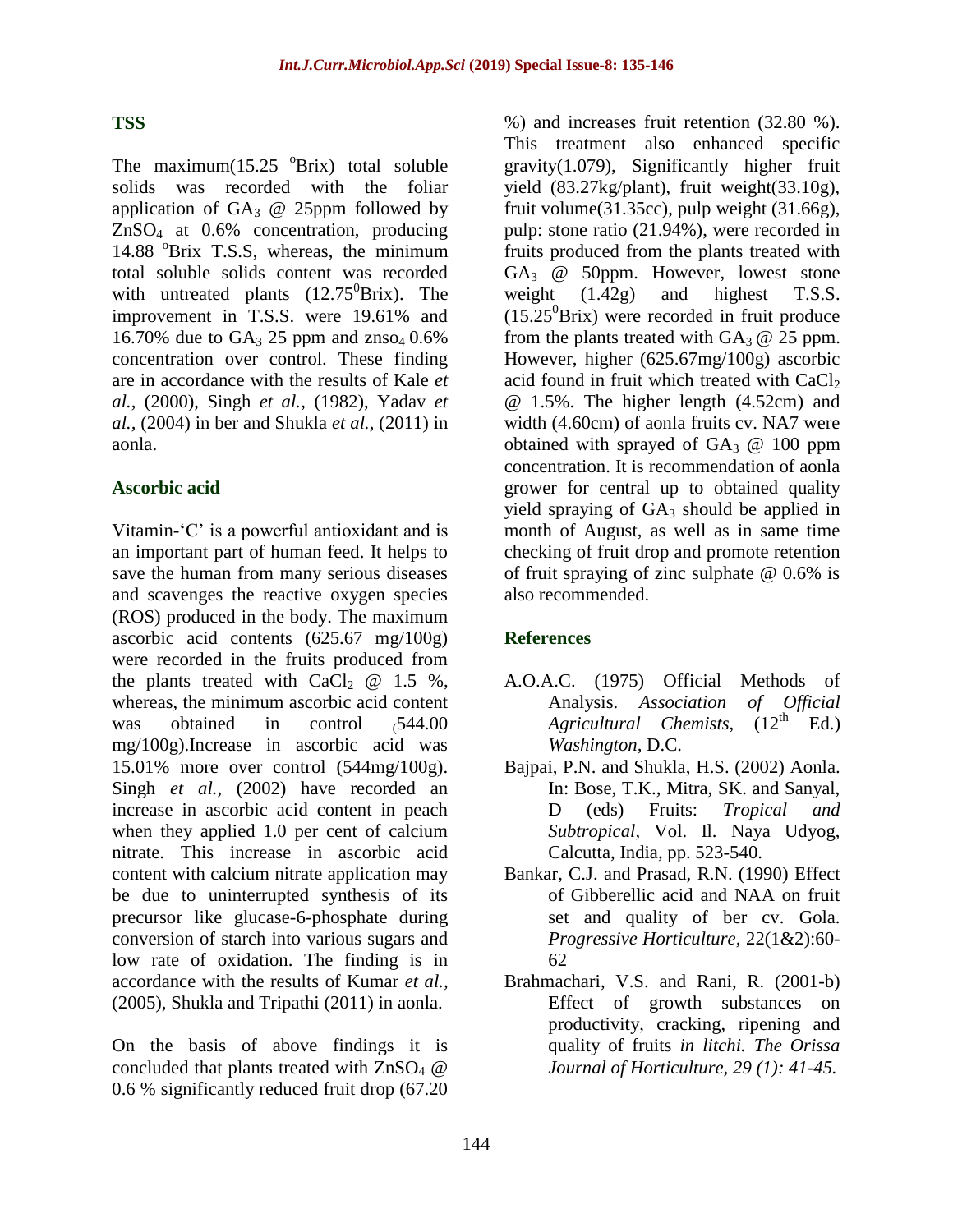## TSS

The maximum(15.25 °Brix) total soluble solids was recorded with the foliar application of $GA_3$ @ 25ppm followed by $ZnSO_4$ at 0.6% concentration, producing 14.88 °Brix T.S.S, whereas, the minimum total soluble solids content was recorded with untreated plants (12.75$^0$Brix). The improvement in T.S.S. were 19.61% and 16.70% due to $GA_3$ 25 ppm and $znso_4$ 0.6% concentration over control. These finding are in accordance with the results of Kale *et al.,* (2000), Singh *et al.,* (1982), Yadav *et al.,* (2004) in ber and Shukla *et al.,* (2011) in aonla.

## Ascorbic acid

Vitamin-'C' is a powerful antioxidant and is an important part of human feed. It helps to save the human from many serious diseases and scavenges the reactive oxygen species (ROS) produced in the body. The maximum ascorbic acid contents (625.67 mg/100g) were recorded in the fruits produced from the plants treated with $CaCl_2$ @ 1.5 %, whereas, the minimum ascorbic acid content was obtained in control (544.00 mg/100g).Increase in ascorbic acid was 15.01% more over control (544mg/100g). Singh *et al.,* (2002) have recorded an increase in ascorbic acid content in peach when they applied 1.0 per cent of calcium nitrate. This increase in ascorbic acid content with calcium nitrate application may be due to uninterrupted synthesis of its precursor like glucase-6-phosphate during conversion of starch into various sugars and low rate of oxidation. The finding is in accordance with the results of Kumar *et al.,* (2005), Shukla and Tripathi (2011) in aonla.

On the basis of above findings it is concluded that plants treated with $ZnSO_4$ @ 0.6 % significantly reduced fruit drop (67.20 %) and increases fruit retention (32.80 %). This treatment also enhanced specific gravity(1.079), Significantly higher fruit yield (83.27kg/plant), fruit weight(33.10g), fruit volume(31.35cc), pulp weight (31.66g), pulp: stone ratio (21.94%), were recorded in fruits produced from the plants treated with $GA_3$ @ 50ppm. However, lowest stone weight (1.42g) and highest T.S.S. (15.25$^0$Brix) were recorded in fruit produce from the plants treated with $GA_3$ @ 25 ppm. However, higher (625.67mg/100g) ascorbic acid found in fruit which treated with $CaCl_2$ @ 1.5%. The higher length (4.52cm) and width (4.60cm) of aonla fruits cv. NA7 were obtained with sprayed of $GA_3$ @ 100 ppm concentration. It is recommendation of aonla grower for central up to obtained quality yield spraying of $GA_3$ should be applied in month of August, as well as in same time checking of fruit drop and promote retention of fruit spraying of zinc sulphate @ 0.6% is also recommended.

## References

A.O.A.C. (1975) Official Methods of Analysis. *Association of Official Agricultural Chemists*, (12$^{th}$ Ed.) *Washington*, D.C.

Bajpai, P.N. and Shukla, H.S. (2002) Aonla. In: Bose, T.K., Mitra, SK. and Sanyal, D (eds) Fruits: *Tropical and Subtropical*, Vol. Il. Naya Udyog, Calcutta, India, pp. 523-540.

Bankar, C.J. and Prasad, R.N. (1990) Effect of Gibberellic acid and NAA on fruit set and quality of ber cv. Gola. *Progressive Horticulture*, 22(1&2):60-62

Brahmachari, V.S. and Rani, R. (2001-b) Effect of growth substances on productivity, cracking, ripening and quality of fruits *in litchi. The Orissa Journal of Horticulture, 29 (1): 41-45.*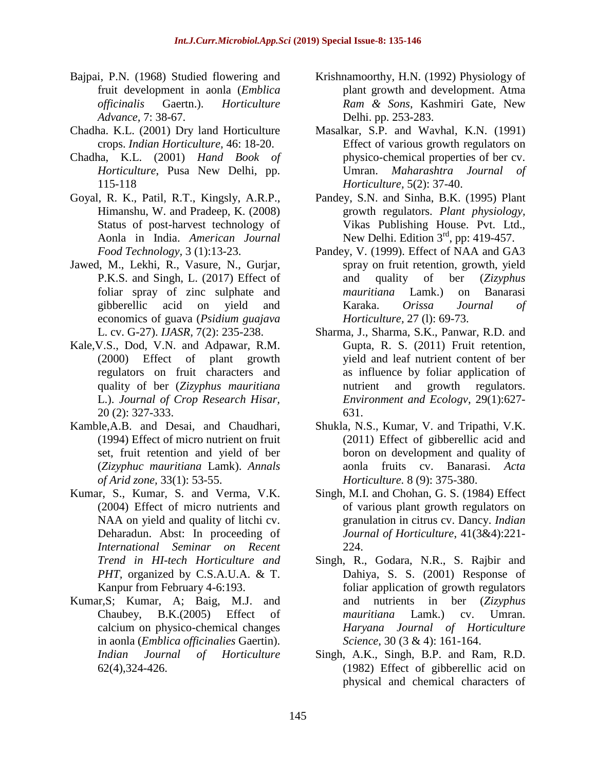Bajpai, P.N. (1968) Studied flowering and fruit development in aonla (*Emblica officinalis* Gaertn.). *Horticulture Advance*, 7: 38-67.

Chadha. K.L. (2001) Dry land Horticulture crops. *Indian Horticulture,* 46: 18-20.

Chadha, K.L. (2001) *Hand Book of Horticulture*, Pusa New Delhi, pp. 115-118

Goyal, R. K., Patil, R.T., Kingsly, A.R.P., Himanshu, W. and Pradeep, K. (2008) Status of post-harvest technology of Aonla in India. *American Journal Food Technology,* 3 (1):13-23.

Jawed, M., Lekhi, R., Vasure, N., Gurjar, P.K.S. and Singh, L. (2017) Effect of foliar spray of zinc sulphate and gibberellic acid on yield and economics of guava (*Psidium guajava* L. cv. G-27). *IJASR,* 7(2): 235-238.

Kale,V.S., Dod, V.N. and Adpawar, R.M. (2000) Effect of plant growth regulators on fruit characters and quality of ber (*Zizyphus mauritiana* L.). *Journal of Crop Research Hisar,* 20 (2): 327-333.

Kamble,A.B. and Desai, and Chaudhari, (1994) Effect of micro nutrient on fruit set, fruit retention and yield of ber (*Zizyphuc mauritiana* Lamk). *Annals of Arid zone,* 33(1): 53-55.

Kumar, S., Kumar, S. and Verma, V.K. (2004) Effect of micro nutrients and NAA on yield and quality of litchi cv. Deharadun. Abst: In proceeding of *International Seminar on Recent Trend in HI-tech Horticulture and PHT,* organized by C.S.A.U.A. & T. Kanpur from February 4-6:193.

Kumar,S; Kumar, A; Baig, M.J. and Chaubey, B.K.(2005) Effect of calcium on physico-chemical changes in aonla (*Emblica officinalies* Gaertin). *Indian Journal of Horticulture* 62(4),324-426.

Krishnamoorthy, H.N. (1992) Physiology of plant growth and development. Atma *Ram & Sons*, Kashmiri Gate, New Delhi. pp. 253-283.

Masalkar, S.P. and Wavhal, K.N. (1991) Effect of various growth regulators on physico-chemical properties of ber cv. Umran. *Maharashtra Journal of Horticulture,* 5(2): 37-40.

Pandey, S.N. and Sinha, B.K. (1995) Plant growth regulators. *Plant physiology,* Vikas Publishing House. Pvt. Ltd., New Delhi. Edition 3rd, pp: 419-457.

Pandey, V. (1999). Effect of NAA and GA3 spray on fruit retention, growth, yield and quality of ber (*Zizyphus mauritiana* Lamk.) on Banarasi Karaka. *Orissa Journal of Horticulture,* 27 (l): 69-73.

Sharma, J., Sharma, S.K., Panwar, R.D. and Gupta, R. S. (2011) Fruit retention, yield and leaf nutrient content of ber as influence by foliar application of nutrient and growth regulators. *Environment and Ecologv*, 29(1):627-631.

Shukla, N.S., Kumar, V. and Tripathi, V.K. (2011) Effect of gibberellic acid and boron on development and quality of aonla fruits cv. Banarasi. *Acta Horticulture.* 8 (9): 375-380.

Singh, M.I. and Chohan, G. S. (1984) Effect of various plant growth regulators on granulation in citrus cv. Dancy. *Indian Journal of Horticulture*, 41(3&4):221-224.

Singh, R., Godara, N.R., S. Rajbir and Dahiya, S. S. (2001) Response of foliar application of growth regulators and nutrients in ber (*Zizyphus mauritiana* Lamk.) cv. Umran. *Haryana Journal of Horticulture Science*, 30 (3 & 4): 161-164.

Singh, A.K., Singh, B.P. and Ram, R.D. (1982) Effect of gibberellic acid on physical and chemical characters of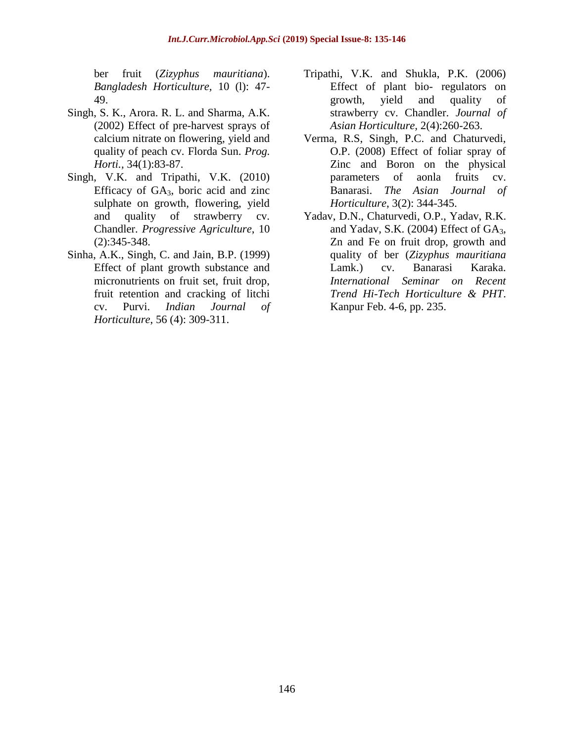ber fruit (*Zizyphus mauritiana*). *Bangladesh Horticulture*, 10 (l): 47-49.

Singh, S. K., Arora. R. L. and Sharma, A.K. (2002) Effect of pre-harvest sprays of calcium nitrate on flowering, yield and quality of peach cv. Florda Sun. *Prog. Horti.*, 34(1):83-87.

Singh, V.K. and Tripathi, V.K. (2010) Efficacy of $GA_3$, boric acid and zinc sulphate on growth, flowering, yield and quality of strawberry cv. Chandler. *Progressive Agriculture*, 10 (2):345-348.

Sinha, A.K., Singh, C. and Jain, B.P. (1999) Effect of plant growth substance and micronutrients on fruit set, fruit drop, fruit retention and cracking of litchi cv. Purvi. *Indian Journal of Horticulture*, 56 (4): 309-311.

Tripathi, V.K. and Shukla, P.K. (2006) Effect of plant bio- regulators on growth, yield and quality of strawberry cv. Chandler. *Journal of Asian Horticulture*, 2(4):260-263.

Verma, R.S, Singh, P.C. and Chaturvedi, O.P. (2008) Effect of foliar spray of Zinc and Boron on the physical parameters of aonla fruits cv. Banarasi. *The Asian Journal of Horticulture*, 3(2): 344-345.

Yadav, D.N., Chaturvedi, O.P., Yadav, R.K. and Yadav, S.K. (2004) Effect of $GA_3$, Zn and Fe on fruit drop, growth and quality of ber (*Zizyphus mauritiana* Lamk.) cv. Banarasi Karaka. *International Seminar on Recent Trend Hi-Tech Horticulture & PHT*. Kanpur Feb. 4-6, pp. 235.